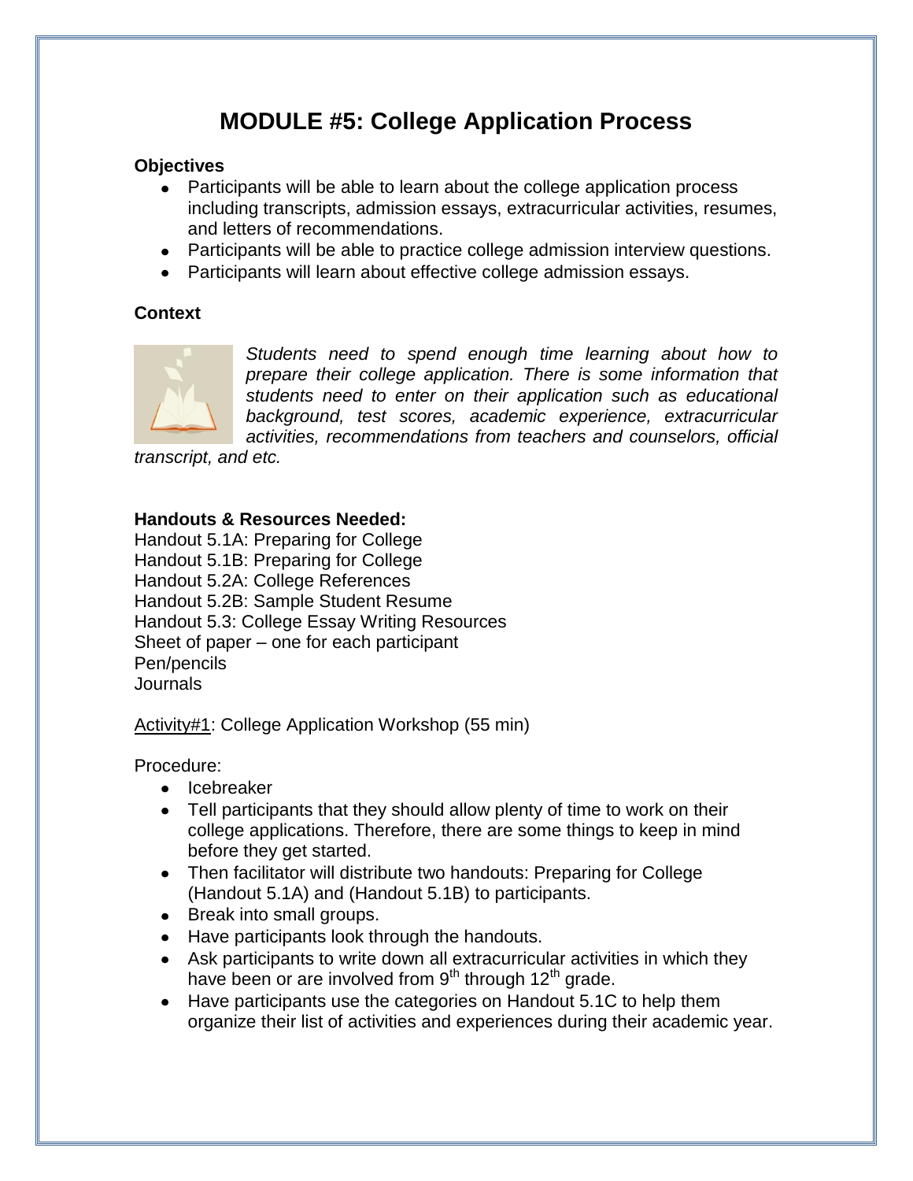# MODULE #5: College Application Process

**Objectives**

- Participants will be able to learn about the college application process including transcripts, admission essays, extracurricular activities, resumes, and letters of recommendations.
- Participants will be able to practice college admission interview questions.
- Participants will learn about effective college admission essays.

**Context**

*Students need to spend enough time learning about how to prepare their college application. There is some information that students need to enter on their application such as educational background, test scores, academic experience, extracurricular activities, recommendations from teachers and counselors, official transcript, and etc.*

**Handouts & Resources Needed:**

Handout 5.1A: Preparing for College
Handout 5.1B: Preparing for College
Handout 5.2A: College References
Handout 5.2B: Sample Student Resume
Handout 5.3: College Essay Writing Resources
Sheet of paper – one for each participant
Pen/pencils
Journals

<u>Activity#1</u>: College Application Workshop (55 min)

Procedure:

- Icebreaker
- Tell participants that they should allow plenty of time to work on their college applications. Therefore, there are some things to keep in mind before they get started.
- Then facilitator will distribute two handouts: Preparing for College (Handout 5.1A) and (Handout 5.1B) to participants.
- Break into small groups.
- Have participants look through the handouts.
- Ask participants to write down all extracurricular activities in which they have been or are involved from 9th through 12th grade.
- Have participants use the categories on Handout 5.1C to help them organize their list of activities and experiences during their academic year.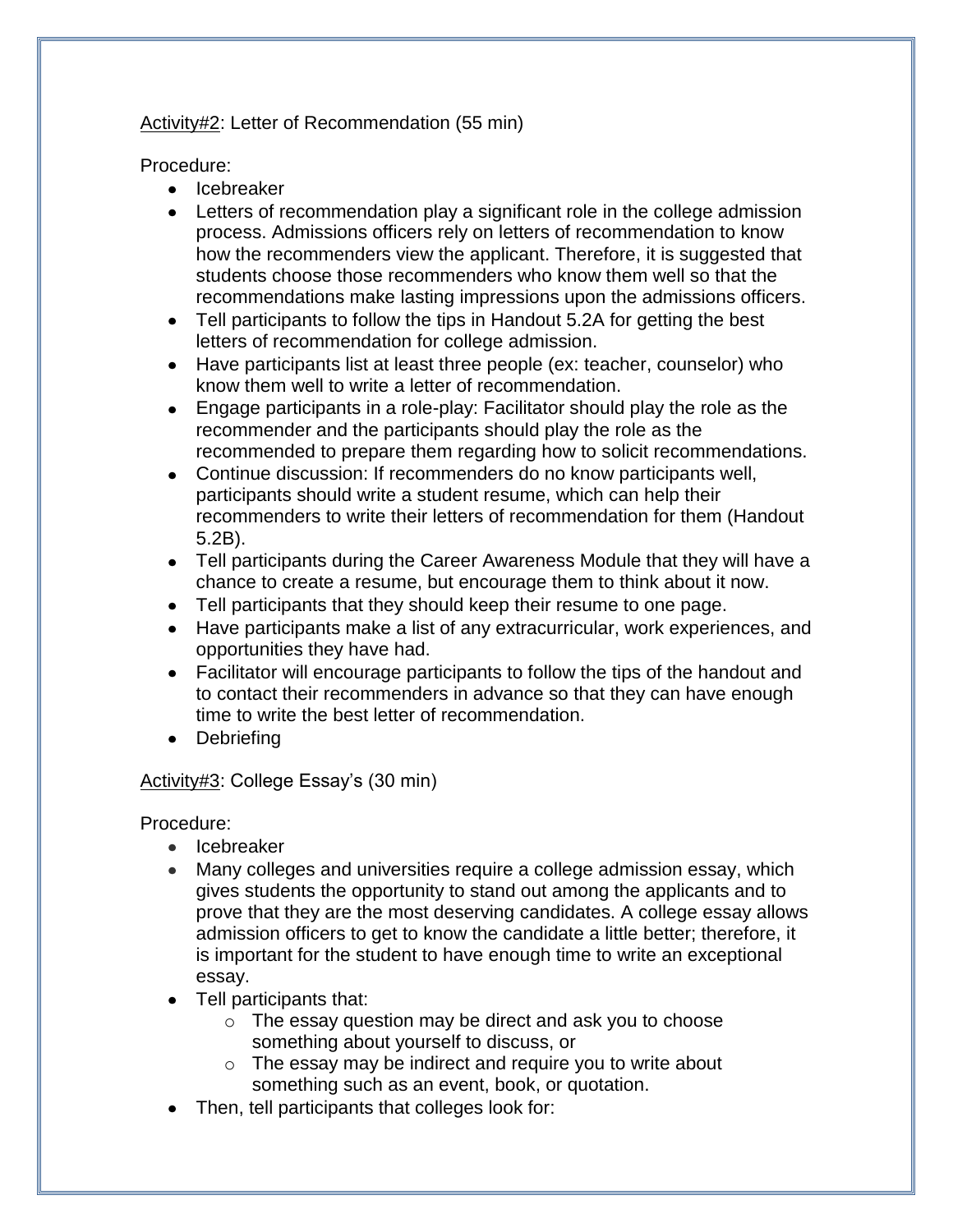Activity#2: Letter of Recommendation (55 min)

Procedure:

- Icebreaker
- Letters of recommendation play a significant role in the college admission process. Admissions officers rely on letters of recommendation to know how the recommenders view the applicant. Therefore, it is suggested that students choose those recommenders who know them well so that the recommendations make lasting impressions upon the admissions officers.
- Tell participants to follow the tips in Handout 5.2A for getting the best letters of recommendation for college admission.
- Have participants list at least three people (ex: teacher, counselor) who know them well to write a letter of recommendation.
- Engage participants in a role-play: Facilitator should play the role as the recommender and the participants should play the role as the recommended to prepare them regarding how to solicit recommendations.
- Continue discussion: If recommenders do no know participants well, participants should write a student resume, which can help their recommenders to write their letters of recommendation for them (Handout 5.2B).
- Tell participants during the Career Awareness Module that they will have a chance to create a resume, but encourage them to think about it now.
- Tell participants that they should keep their resume to one page.
- Have participants make a list of any extracurricular, work experiences, and opportunities they have had.
- Facilitator will encourage participants to follow the tips of the handout and to contact their recommenders in advance so that they can have enough time to write the best letter of recommendation.
- Debriefing

Activity#3: College Essay's (30 min)

Procedure:

- Icebreaker
- Many colleges and universities require a college admission essay, which gives students the opportunity to stand out among the applicants and to prove that they are the most deserving candidates. A college essay allows admission officers to get to know the candidate a little better; therefore, it is important for the student to have enough time to write an exceptional essay.
- Tell participants that:
  - The essay question may be direct and ask you to choose something about yourself to discuss, or
  - The essay may be indirect and require you to write about something such as an event, book, or quotation.
- Then, tell participants that colleges look for: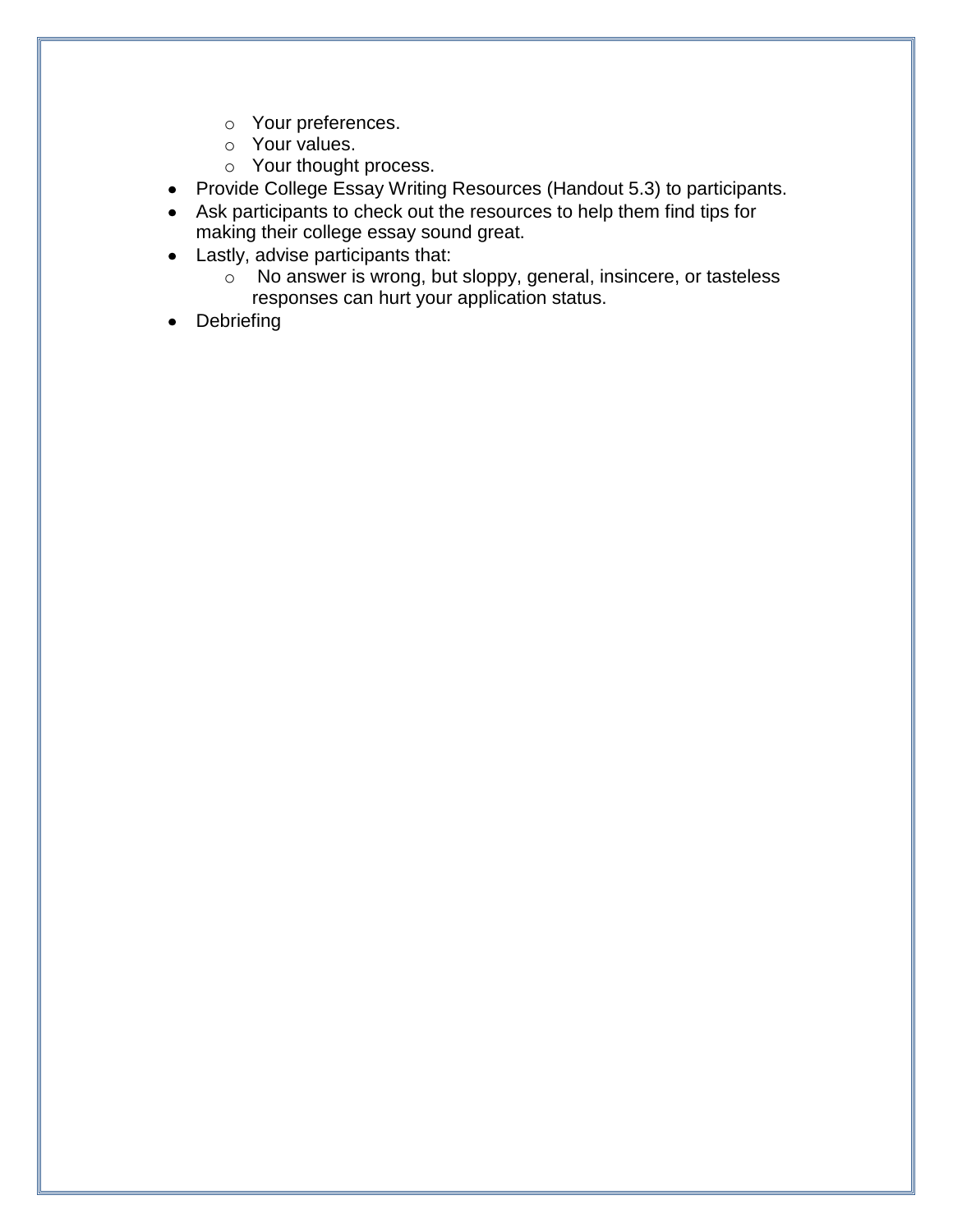- Your preferences.
  - Your values.
  - Your thought process.
- Provide College Essay Writing Resources (Handout 5.3) to participants.
- Ask participants to check out the resources to help them find tips for making their college essay sound great.
- Lastly, advise participants that:
  - No answer is wrong, but sloppy, general, insincere, or tasteless responses can hurt your application status.
- Debriefing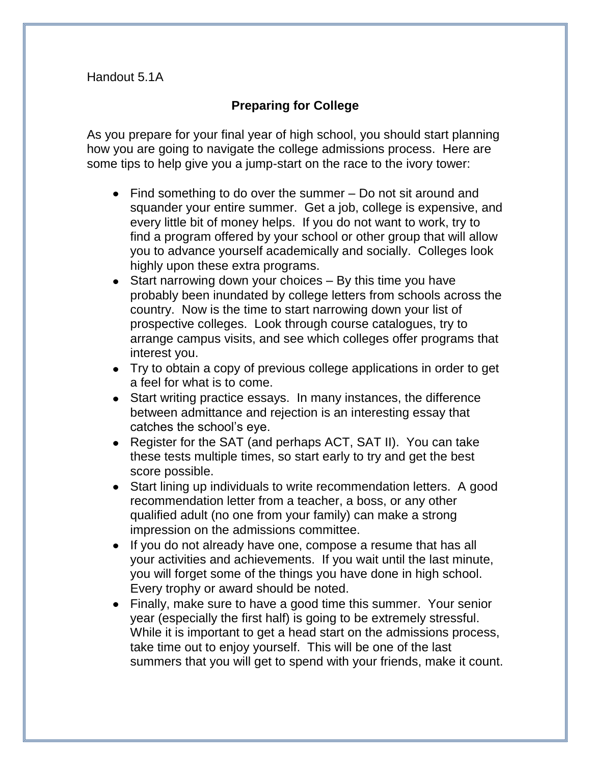Handout 5.1A

## Preparing for College

As you prepare for your final year of high school, you should start planning how you are going to navigate the college admissions process. Here are some tips to help give you a jump-start on the race to the ivory tower:

- Find something to do over the summer – Do not sit around and squander your entire summer. Get a job, college is expensive, and every little bit of money helps. If you do not want to work, try to find a program offered by your school or other group that will allow you to advance yourself academically and socially. Colleges look highly upon these extra programs.
- Start narrowing down your choices – By this time you have probably been inundated by college letters from schools across the country. Now is the time to start narrowing down your list of prospective colleges. Look through course catalogues, try to arrange campus visits, and see which colleges offer programs that interest you.
- Try to obtain a copy of previous college applications in order to get a feel for what is to come.
- Start writing practice essays. In many instances, the difference between admittance and rejection is an interesting essay that catches the school's eye.
- Register for the SAT (and perhaps ACT, SAT II). You can take these tests multiple times, so start early to try and get the best score possible.
- Start lining up individuals to write recommendation letters. A good recommendation letter from a teacher, a boss, or any other qualified adult (no one from your family) can make a strong impression on the admissions committee.
- If you do not already have one, compose a resume that has all your activities and achievements. If you wait until the last minute, you will forget some of the things you have done in high school. Every trophy or award should be noted.
- Finally, make sure to have a good time this summer. Your senior year (especially the first half) is going to be extremely stressful. While it is important to get a head start on the admissions process, take time out to enjoy yourself. This will be one of the last summers that you will get to spend with your friends, make it count.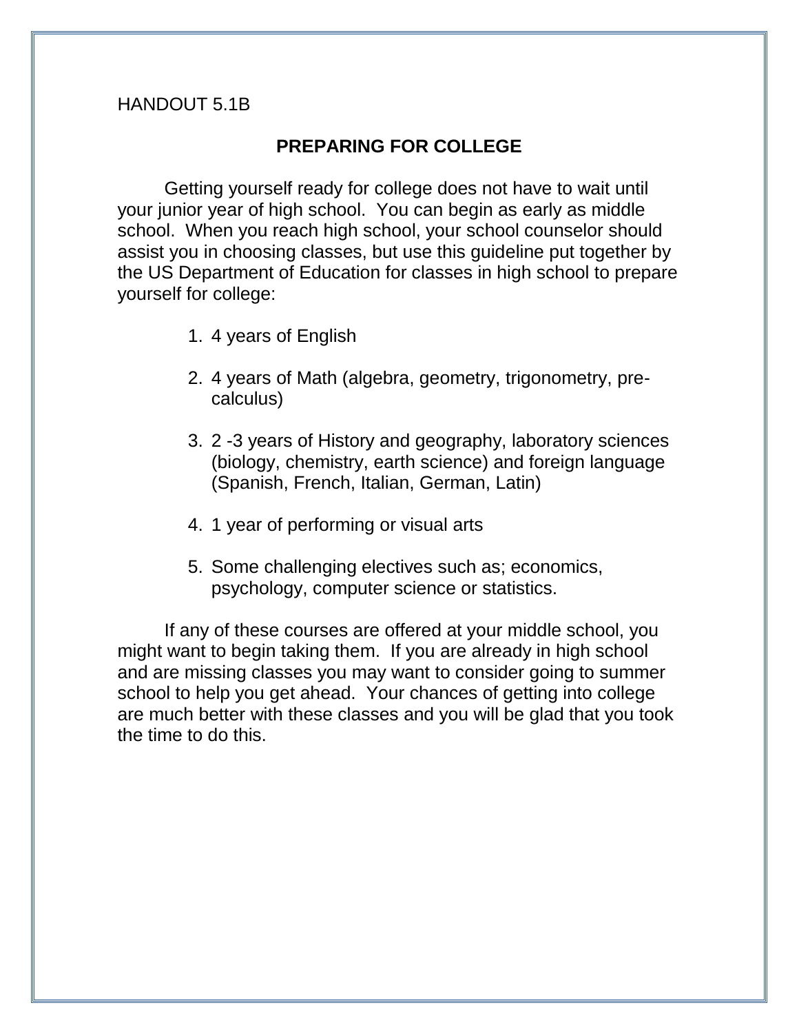HANDOUT 5.1B

## PREPARING FOR COLLEGE

Getting yourself ready for college does not have to wait until your junior year of high school. You can begin as early as middle school. When you reach high school, your school counselor should assist you in choosing classes, but use this guideline put together by the US Department of Education for classes in high school to prepare yourself for college:

1. 4 years of English

2. 4 years of Math (algebra, geometry, trigonometry, pre-calculus)

3. 2 -3 years of History and geography, laboratory sciences (biology, chemistry, earth science) and foreign language (Spanish, French, Italian, German, Latin)

4. 1 year of performing or visual arts

5. Some challenging electives such as; economics, psychology, computer science or statistics.

If any of these courses are offered at your middle school, you might want to begin taking them. If you are already in high school and are missing classes you may want to consider going to summer school to help you get ahead. Your chances of getting into college are much better with these classes and you will be glad that you took the time to do this.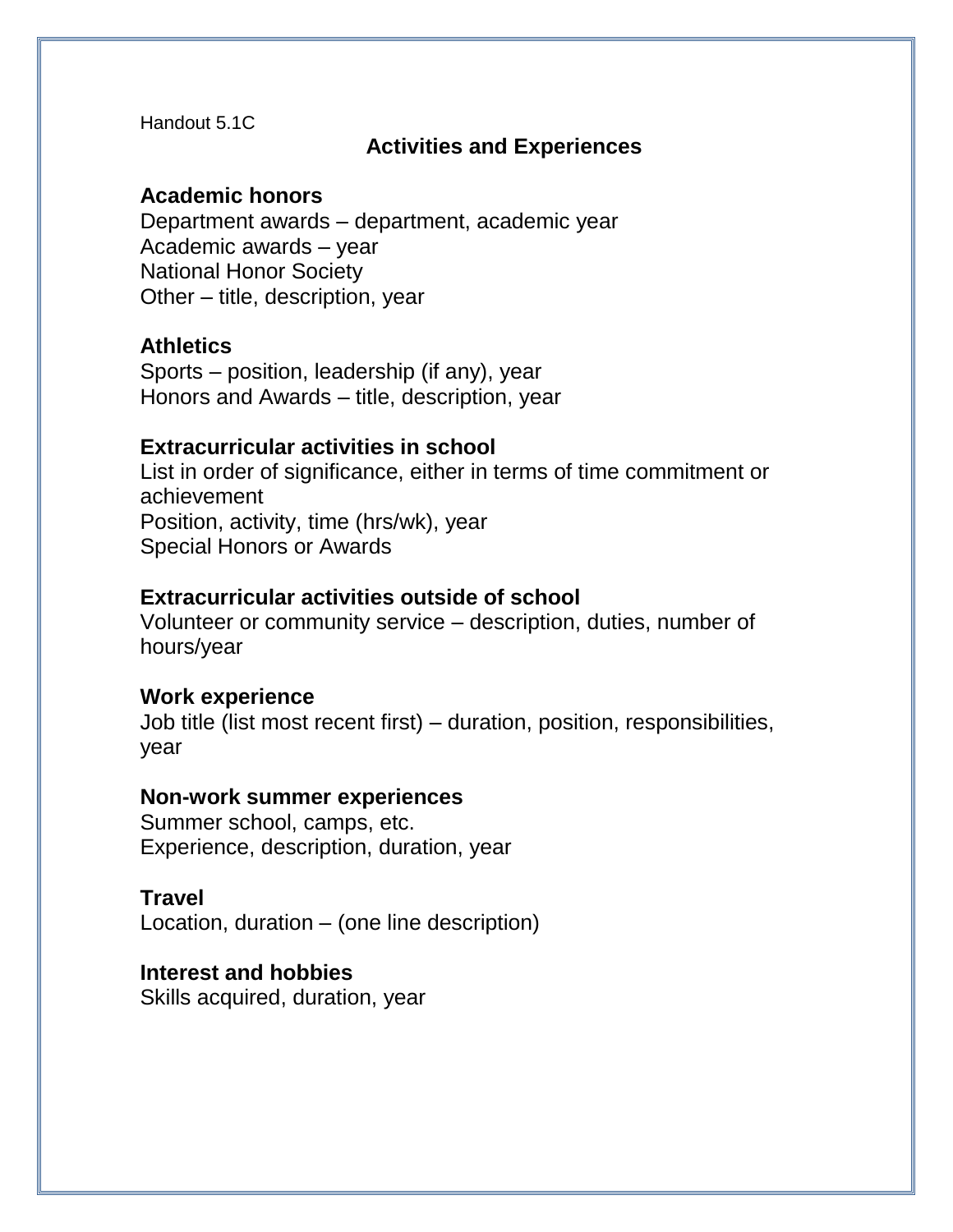Handout 5.1C

# Activities and Experiences

**Academic honors**
Department awards – department, academic year
Academic awards – year
National Honor Society
Other – title, description, year

**Athletics**
Sports – position, leadership (if any), year
Honors and Awards – title, description, year

**Extracurricular activities in school**
List in order of significance, either in terms of time commitment or achievement
Position, activity, time (hrs/wk), year
Special Honors or Awards

**Extracurricular activities outside of school**
Volunteer or community service – description, duties, number of hours/year

**Work experience**
Job title (list most recent first) – duration, position, responsibilities, year

**Non-work summer experiences**
Summer school, camps, etc.
Experience, description, duration, year

**Travel**
Location, duration – (one line description)

**Interest and hobbies**
Skills acquired, duration, year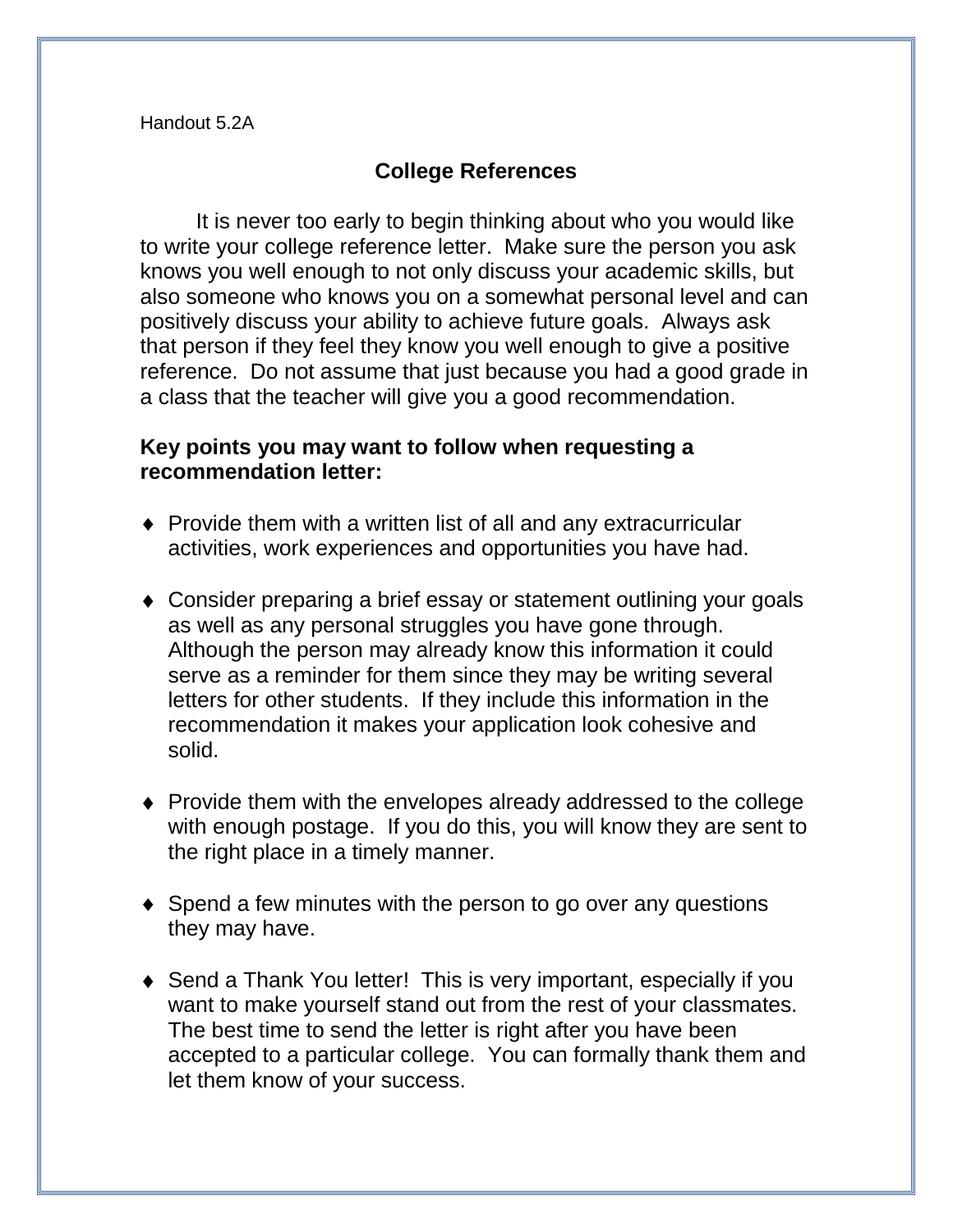Handout 5.2A

# College References

It is never too early to begin thinking about who you would like to write your college reference letter. Make sure the person you ask knows you well enough to not only discuss your academic skills, but also someone who knows you on a somewhat personal level and can positively discuss your ability to achieve future goals. Always ask that person if they feel they know you well enough to give a positive reference. Do not assume that just because you had a good grade in a class that the teacher will give you a good recommendation.

**Key points you may want to follow when requesting a recommendation letter:**

- Provide them with a written list of all and any extracurricular activities, work experiences and opportunities you have had.
- Consider preparing a brief essay or statement outlining your goals as well as any personal struggles you have gone through. Although the person may already know this information it could serve as a reminder for them since they may be writing several letters for other students. If they include this information in the recommendation it makes your application look cohesive and solid.
- Provide them with the envelopes already addressed to the college with enough postage. If you do this, you will know they are sent to the right place in a timely manner.
- Spend a few minutes with the person to go over any questions they may have.
- Send a Thank You letter! This is very important, especially if you want to make yourself stand out from the rest of your classmates. The best time to send the letter is right after you have been accepted to a particular college. You can formally thank them and let them know of your success.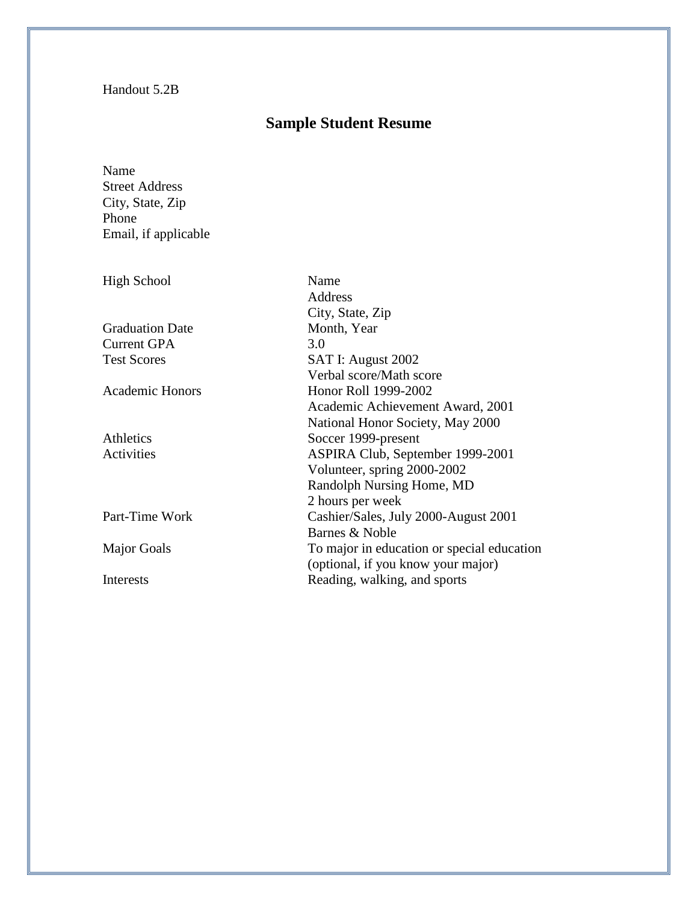Handout 5.2B

# Sample Student Resume

Name
Street Address
City, State, Zip
Phone
Email, if applicable

| | |
|---|---|
| High School | Name<br>Address<br>City, State, Zip |
| Graduation Date | Month, Year |
| Current GPA | 3.0 |
| Test Scores | SAT I: August 2002<br>Verbal score/Math score |
| Academic Honors | Honor Roll 1999-2002<br>Academic Achievement Award, 2001<br>National Honor Society, May 2000 |
| Athletics | Soccer 1999-present |
| Activities | ASPIRA Club, September 1999-2001<br>Volunteer, spring 2000-2002<br>Randolph Nursing Home, MD<br>2 hours per week |
| Part-Time Work | Cashier/Sales, July 2000-August 2001<br>Barnes & Noble |
| Major Goals | To major in education or special education<br>(optional, if you know your major) |
| Interests | Reading, walking, and sports |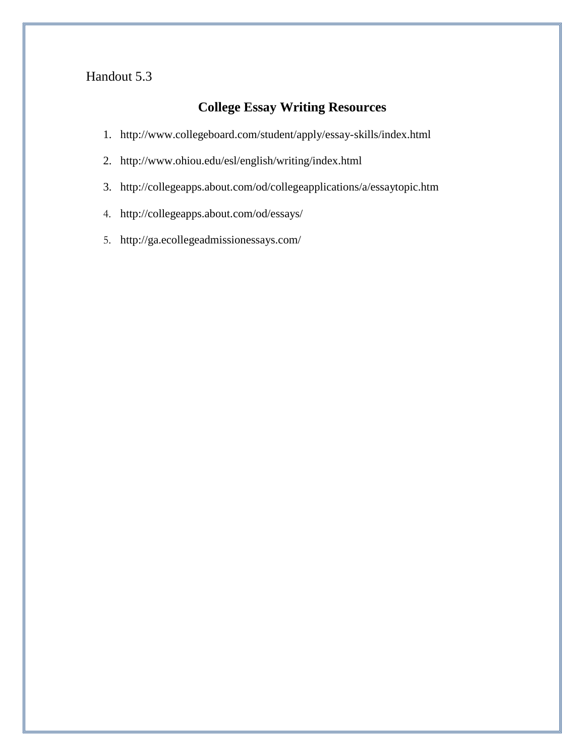Handout 5.3

## College Essay Writing Resources

1. http://www.collegeboard.com/student/apply/essay-skills/index.html
2. http://www.ohiou.edu/esl/english/writing/index.html
3. http://collegeapps.about.com/od/collegeapplications/a/essaytopic.htm
4. http://collegeapps.about.com/od/essays/
5. http://ga.ecollegeadmissionessays.com/